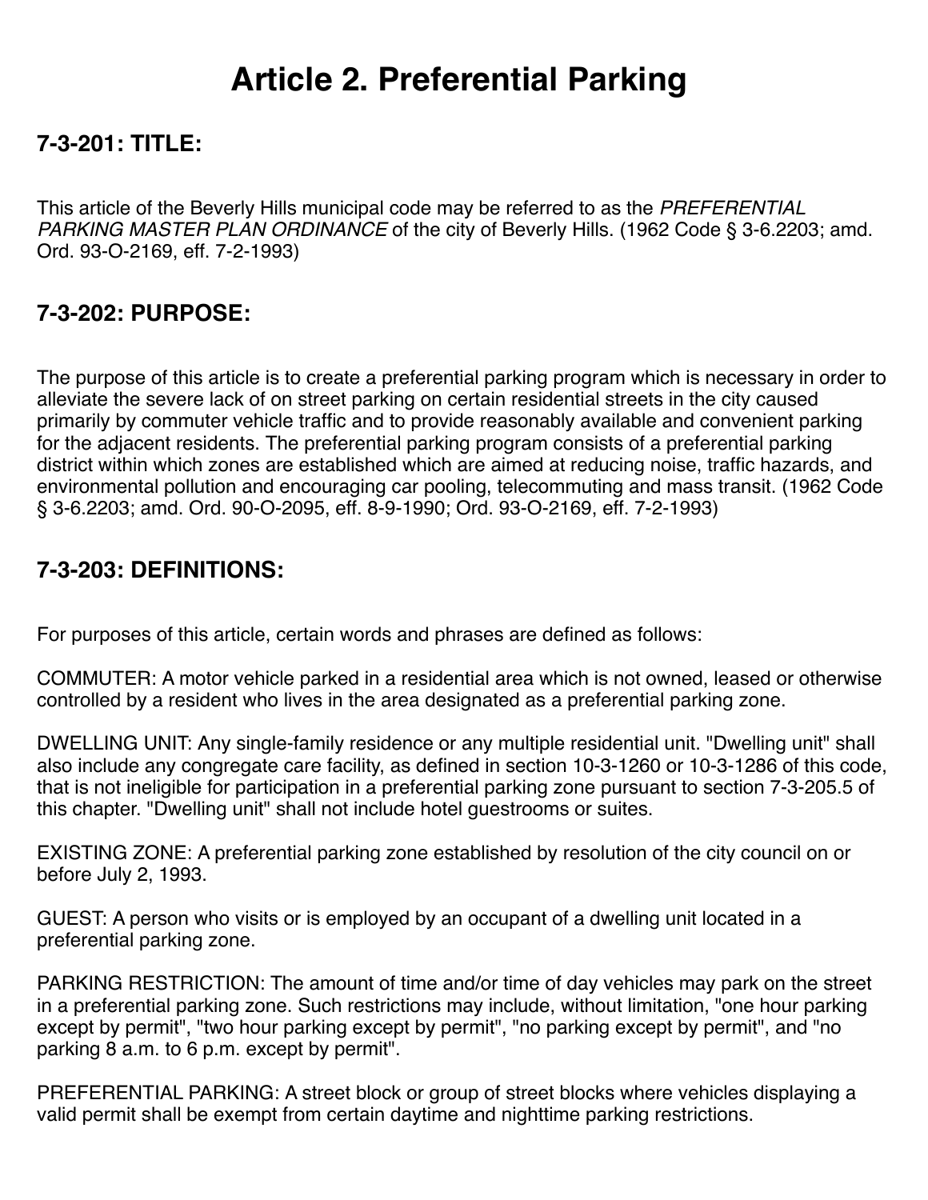# Article 2. Preferential Parking

## 7-3-201: TITLE:

This article of the Beverly Hills municipal code may be referred to as the *PREFERENTIAL PARKING MASTER PLAN ORDINANCE* of the city of Beverly Hills. (1962 Code § 3-6.2203; amd. Ord. 93-O-2169, eff. 7-2-1993)

## 7-3-202: PURPOSE:

The purpose of this article is to create a preferential parking program which is necessary in order to alleviate the severe lack of on street parking on certain residential streets in the city caused primarily by commuter vehicle traffic and to provide reasonably available and convenient parking for the adjacent residents. The preferential parking program consists of a preferential parking district within which zones are established which are aimed at reducing noise, traffic hazards, and environmental pollution and encouraging car pooling, telecommuting and mass transit. (1962 Code § 3-6.2203; amd. Ord. 90-O-2095, eff. 8-9-1990; Ord. 93-O-2169, eff. 7-2-1993)

## 7-3-203: DEFINITIONS:

For purposes of this article, certain words and phrases are defined as follows:

COMMUTER: A motor vehicle parked in a residential area which is not owned, leased or otherwise controlled by a resident who lives in the area designated as a preferential parking zone.

DWELLING UNIT: Any single-family residence or any multiple residential unit. "Dwelling unit" shall also include any congregate care facility, as defined in section 10-3-1260 or 10-3-1286 of this code, that is not ineligible for participation in a preferential parking zone pursuant to section 7-3-205.5 of this chapter. "Dwelling unit" shall not include hotel guestrooms or suites.

EXISTING ZONE: A preferential parking zone established by resolution of the city council on or before July 2, 1993.

GUEST: A person who visits or is employed by an occupant of a dwelling unit located in a preferential parking zone.

PARKING RESTRICTION: The amount of time and/or time of day vehicles may park on the street in a preferential parking zone. Such restrictions may include, without limitation, "one hour parking except by permit", "two hour parking except by permit", "no parking except by permit", and "no parking 8 a.m. to 6 p.m. except by permit".

PREFERENTIAL PARKING: A street block or group of street blocks where vehicles displaying a valid permit shall be exempt from certain daytime and nighttime parking restrictions.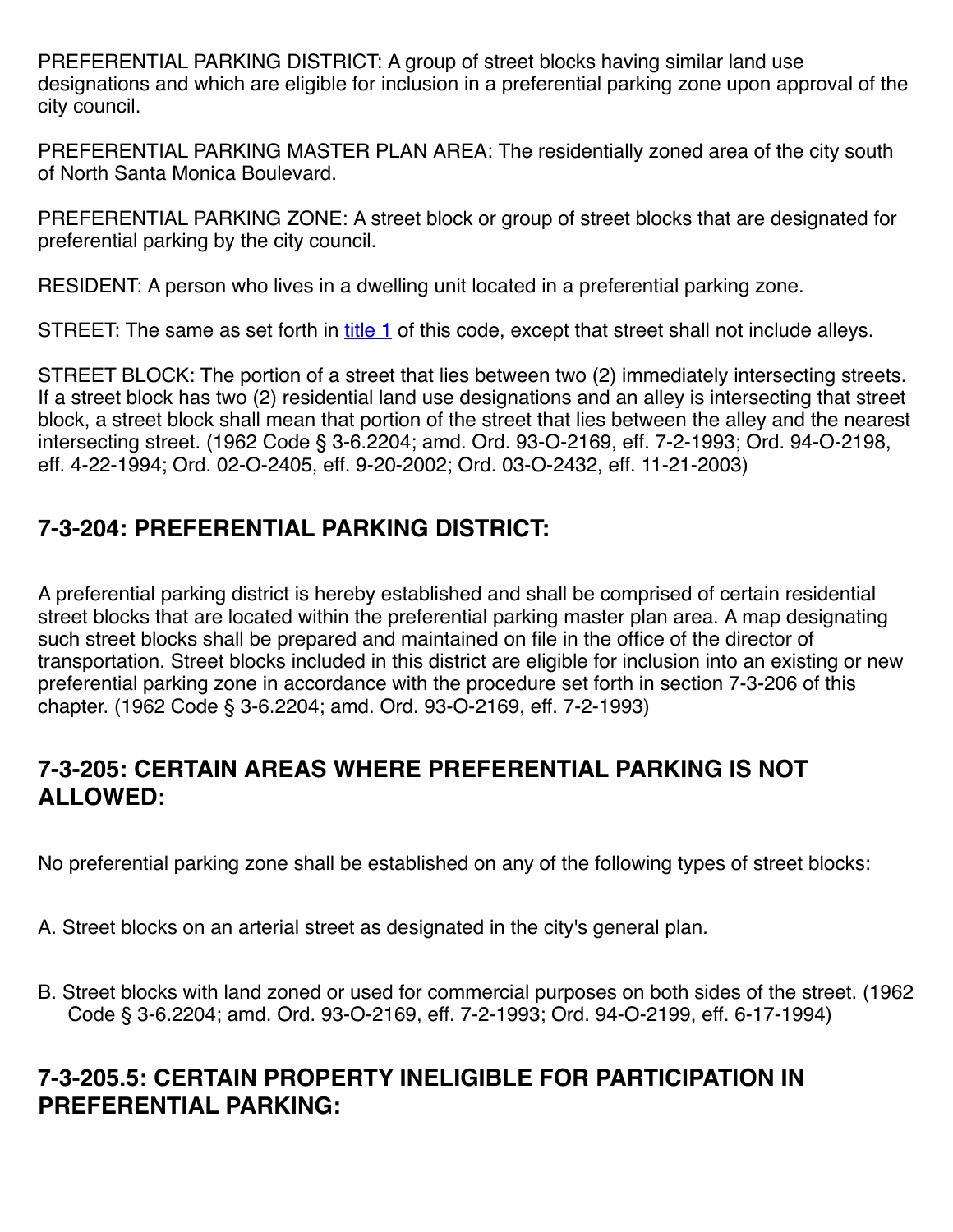PREFERENTIAL PARKING DISTRICT: A group of street blocks having similar land use designations and which are eligible for inclusion in a preferential parking zone upon approval of the city council.

PREFERENTIAL PARKING MASTER PLAN AREA: The residentially zoned area of the city south of North Santa Monica Boulevard.

PREFERENTIAL PARKING ZONE: A street block or group of street blocks that are designated for preferential parking by the city council.

RESIDENT: A person who lives in a dwelling unit located in a preferential parking zone.

STREET: The same as set forth in title 1 of this code, except that street shall not include alleys.

STREET BLOCK: The portion of a street that lies between two (2) immediately intersecting streets. If a street block has two (2) residential land use designations and an alley is intersecting that street block, a street block shall mean that portion of the street that lies between the alley and the nearest intersecting street. (1962 Code § 3-6.2204; amd. Ord. 93-O-2169, eff. 7-2-1993; Ord. 94-O-2198, eff. 4-22-1994; Ord. 02-O-2405, eff. 9-20-2002; Ord. 03-O-2432, eff. 11-21-2003)

## 7-3-204: PREFERENTIAL PARKING DISTRICT:

A preferential parking district is hereby established and shall be comprised of certain residential street blocks that are located within the preferential parking master plan area. A map designating such street blocks shall be prepared and maintained on file in the office of the director of transportation. Street blocks included in this district are eligible for inclusion into an existing or new preferential parking zone in accordance with the procedure set forth in section 7-3-206 of this chapter. (1962 Code § 3-6.2204; amd. Ord. 93-O-2169, eff. 7-2-1993)

## 7-3-205: CERTAIN AREAS WHERE PREFERENTIAL PARKING IS NOT ALLOWED:

No preferential parking zone shall be established on any of the following types of street blocks:

A. Street blocks on an arterial street as designated in the city's general plan.

B. Street blocks with land zoned or used for commercial purposes on both sides of the street. (1962 Code § 3-6.2204; amd. Ord. 93-O-2169, eff. 7-2-1993; Ord. 94-O-2199, eff. 6-17-1994)

## 7-3-205.5: CERTAIN PROPERTY INELIGIBLE FOR PARTICIPATION IN PREFERENTIAL PARKING: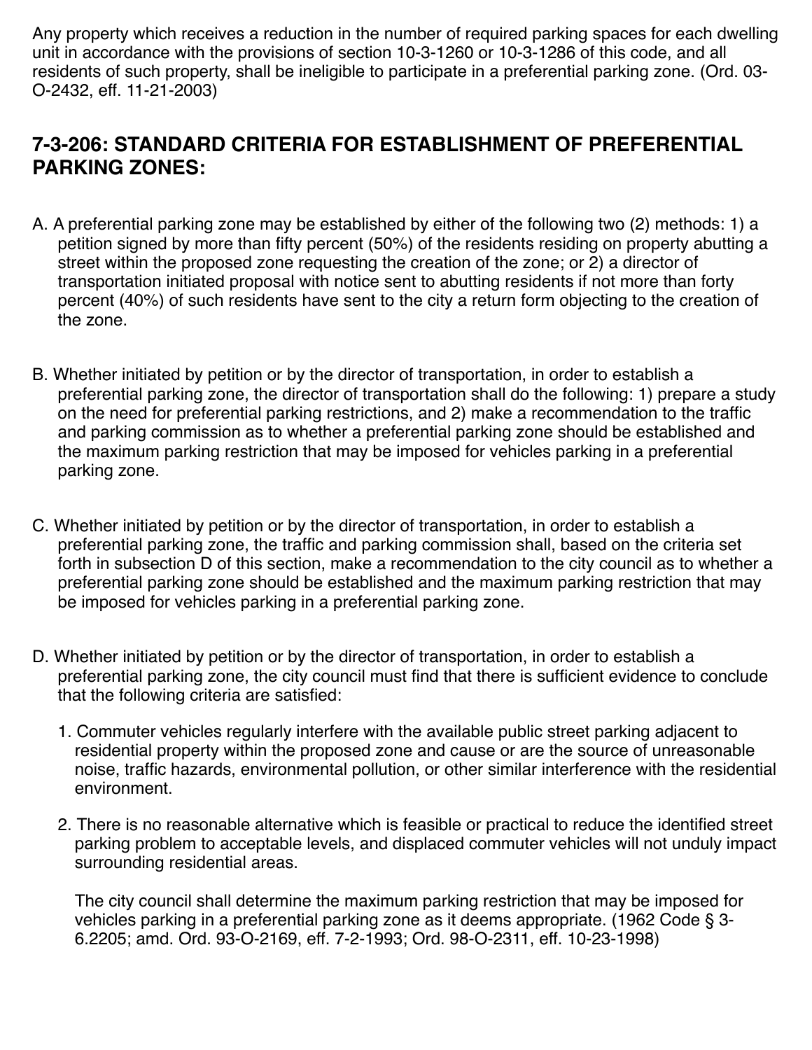Any property which receives a reduction in the number of required parking spaces for each dwelling unit in accordance with the provisions of section 10-3-1260 or 10-3-1286 of this code, and all residents of such property, shall be ineligible to participate in a preferential parking zone. (Ord. 03-O-2432, eff. 11-21-2003)

## 7-3-206: STANDARD CRITERIA FOR ESTABLISHMENT OF PREFERENTIAL PARKING ZONES:

A. A preferential parking zone may be established by either of the following two (2) methods: 1) a petition signed by more than fifty percent (50%) of the residents residing on property abutting a street within the proposed zone requesting the creation of the zone; or 2) a director of transportation initiated proposal with notice sent to abutting residents if not more than forty percent (40%) of such residents have sent to the city a return form objecting to the creation of the zone.

B. Whether initiated by petition or by the director of transportation, in order to establish a preferential parking zone, the director of transportation shall do the following: 1) prepare a study on the need for preferential parking restrictions, and 2) make a recommendation to the traffic and parking commission as to whether a preferential parking zone should be established and the maximum parking restriction that may be imposed for vehicles parking in a preferential parking zone.

C. Whether initiated by petition or by the director of transportation, in order to establish a preferential parking zone, the traffic and parking commission shall, based on the criteria set forth in subsection D of this section, make a recommendation to the city council as to whether a preferential parking zone should be established and the maximum parking restriction that may be imposed for vehicles parking in a preferential parking zone.

D. Whether initiated by petition or by the director of transportation, in order to establish a preferential parking zone, the city council must find that there is sufficient evidence to conclude that the following criteria are satisfied:

1. Commuter vehicles regularly interfere with the available public street parking adjacent to residential property within the proposed zone and cause or are the source of unreasonable noise, traffic hazards, environmental pollution, or other similar interference with the residential environment.

2. There is no reasonable alternative which is feasible or practical to reduce the identified street parking problem to acceptable levels, and displaced commuter vehicles will not unduly impact surrounding residential areas.

   The city council shall determine the maximum parking restriction that may be imposed for vehicles parking in a preferential parking zone as it deems appropriate. (1962 Code § 3-6.2205; amd. Ord. 93-O-2169, eff. 7-2-1993; Ord. 98-O-2311, eff. 10-23-1998)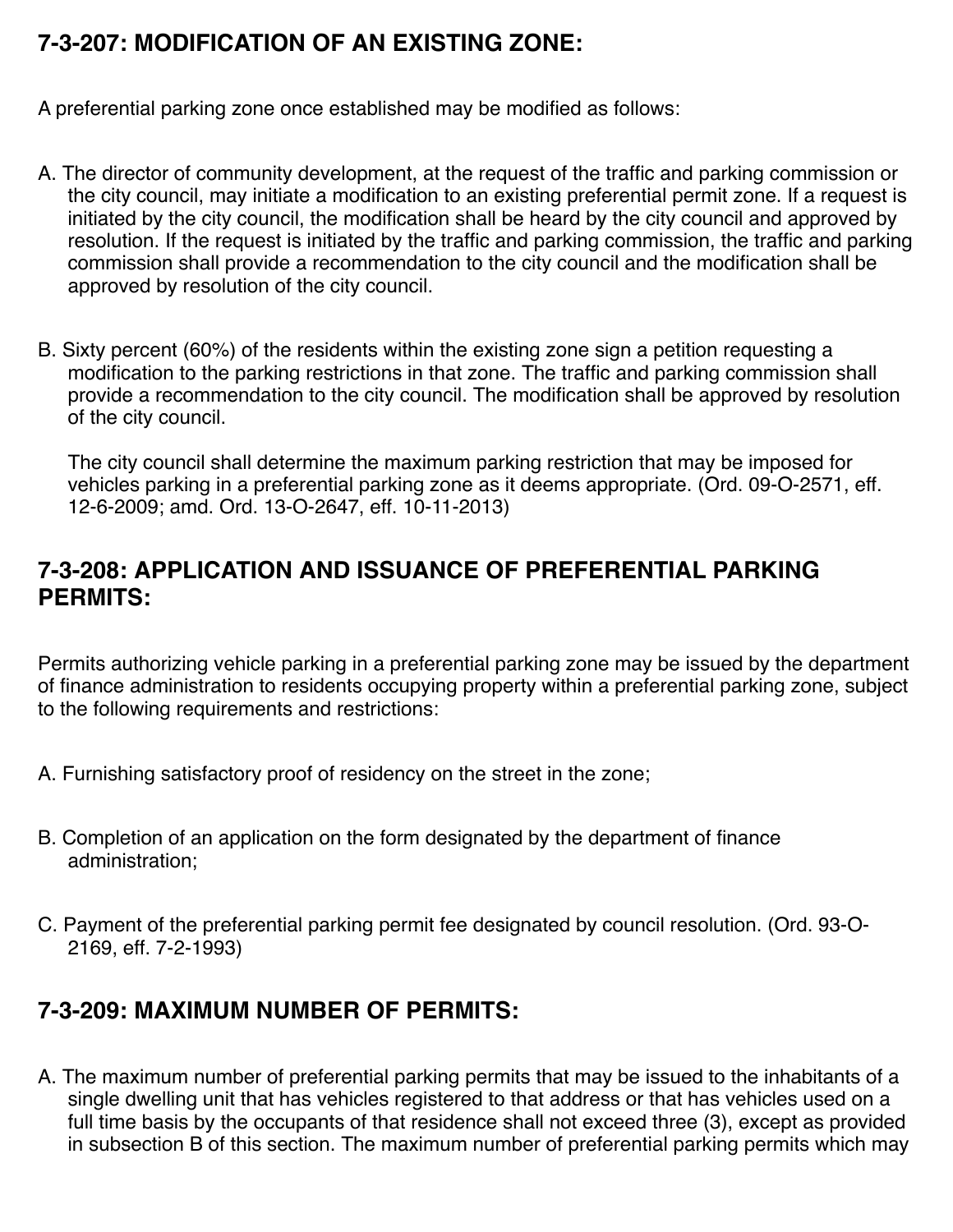## 7-3-207: MODIFICATION OF AN EXISTING ZONE:

A preferential parking zone once established may be modified as follows:

A. The director of community development, at the request of the traffic and parking commission or the city council, may initiate a modification to an existing preferential permit zone. If a request is initiated by the city council, the modification shall be heard by the city council and approved by resolution. If the request is initiated by the traffic and parking commission, the traffic and parking commission shall provide a recommendation to the city council and the modification shall be approved by resolution of the city council.

B. Sixty percent (60%) of the residents within the existing zone sign a petition requesting a modification to the parking restrictions in that zone. The traffic and parking commission shall provide a recommendation to the city council. The modification shall be approved by resolution of the city council.

The city council shall determine the maximum parking restriction that may be imposed for vehicles parking in a preferential parking zone as it deems appropriate. (Ord. 09-O-2571, eff. 12-6-2009; amd. Ord. 13-O-2647, eff. 10-11-2013)

## 7-3-208: APPLICATION AND ISSUANCE OF PREFERENTIAL PARKING PERMITS:

Permits authorizing vehicle parking in a preferential parking zone may be issued by the department of finance administration to residents occupying property within a preferential parking zone, subject to the following requirements and restrictions:

A. Furnishing satisfactory proof of residency on the street in the zone;

B. Completion of an application on the form designated by the department of finance administration;

C. Payment of the preferential parking permit fee designated by council resolution. (Ord. 93-O-2169, eff. 7-2-1993)

## 7-3-209: MAXIMUM NUMBER OF PERMITS:

A. The maximum number of preferential parking permits that may be issued to the inhabitants of a single dwelling unit that has vehicles registered to that address or that has vehicles used on a full time basis by the occupants of that residence shall not exceed three (3), except as provided in subsection B of this section. The maximum number of preferential parking permits which may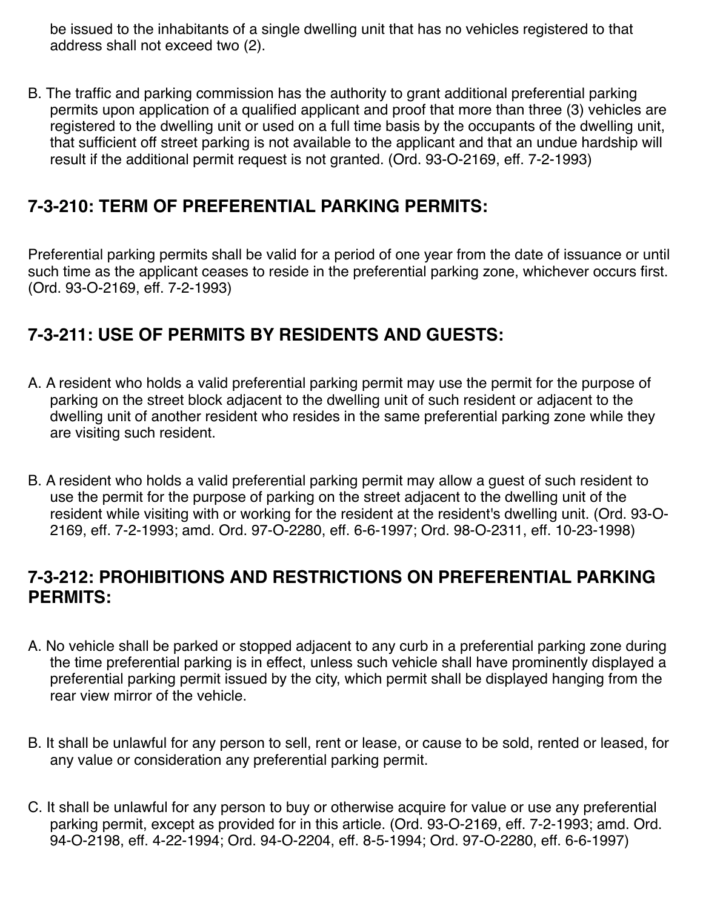be issued to the inhabitants of a single dwelling unit that has no vehicles registered to that address shall not exceed two (2).

B. The traffic and parking commission has the authority to grant additional preferential parking permits upon application of a qualified applicant and proof that more than three (3) vehicles are registered to the dwelling unit or used on a full time basis by the occupants of the dwelling unit, that sufficient off street parking is not available to the applicant and that an undue hardship will result if the additional permit request is not granted. (Ord. 93-O-2169, eff. 7-2-1993)

## 7-3-210: TERM OF PREFERENTIAL PARKING PERMITS:

Preferential parking permits shall be valid for a period of one year from the date of issuance or until such time as the applicant ceases to reside in the preferential parking zone, whichever occurs first. (Ord. 93-O-2169, eff. 7-2-1993)

## 7-3-211: USE OF PERMITS BY RESIDENTS AND GUESTS:

A. A resident who holds a valid preferential parking permit may use the permit for the purpose of parking on the street block adjacent to the dwelling unit of such resident or adjacent to the dwelling unit of another resident who resides in the same preferential parking zone while they are visiting such resident.

B. A resident who holds a valid preferential parking permit may allow a guest of such resident to use the permit for the purpose of parking on the street adjacent to the dwelling unit of the resident while visiting with or working for the resident at the resident's dwelling unit. (Ord. 93-O-2169, eff. 7-2-1993; amd. Ord. 97-O-2280, eff. 6-6-1997; Ord. 98-O-2311, eff. 10-23-1998)

## 7-3-212: PROHIBITIONS AND RESTRICTIONS ON PREFERENTIAL PARKING PERMITS:

A. No vehicle shall be parked or stopped adjacent to any curb in a preferential parking zone during the time preferential parking is in effect, unless such vehicle shall have prominently displayed a preferential parking permit issued by the city, which permit shall be displayed hanging from the rear view mirror of the vehicle.

B. It shall be unlawful for any person to sell, rent or lease, or cause to be sold, rented or leased, for any value or consideration any preferential parking permit.

C. It shall be unlawful for any person to buy or otherwise acquire for value or use any preferential parking permit, except as provided for in this article. (Ord. 93-O-2169, eff. 7-2-1993; amd. Ord. 94-O-2198, eff. 4-22-1994; Ord. 94-O-2204, eff. 8-5-1994; Ord. 97-O-2280, eff. 6-6-1997)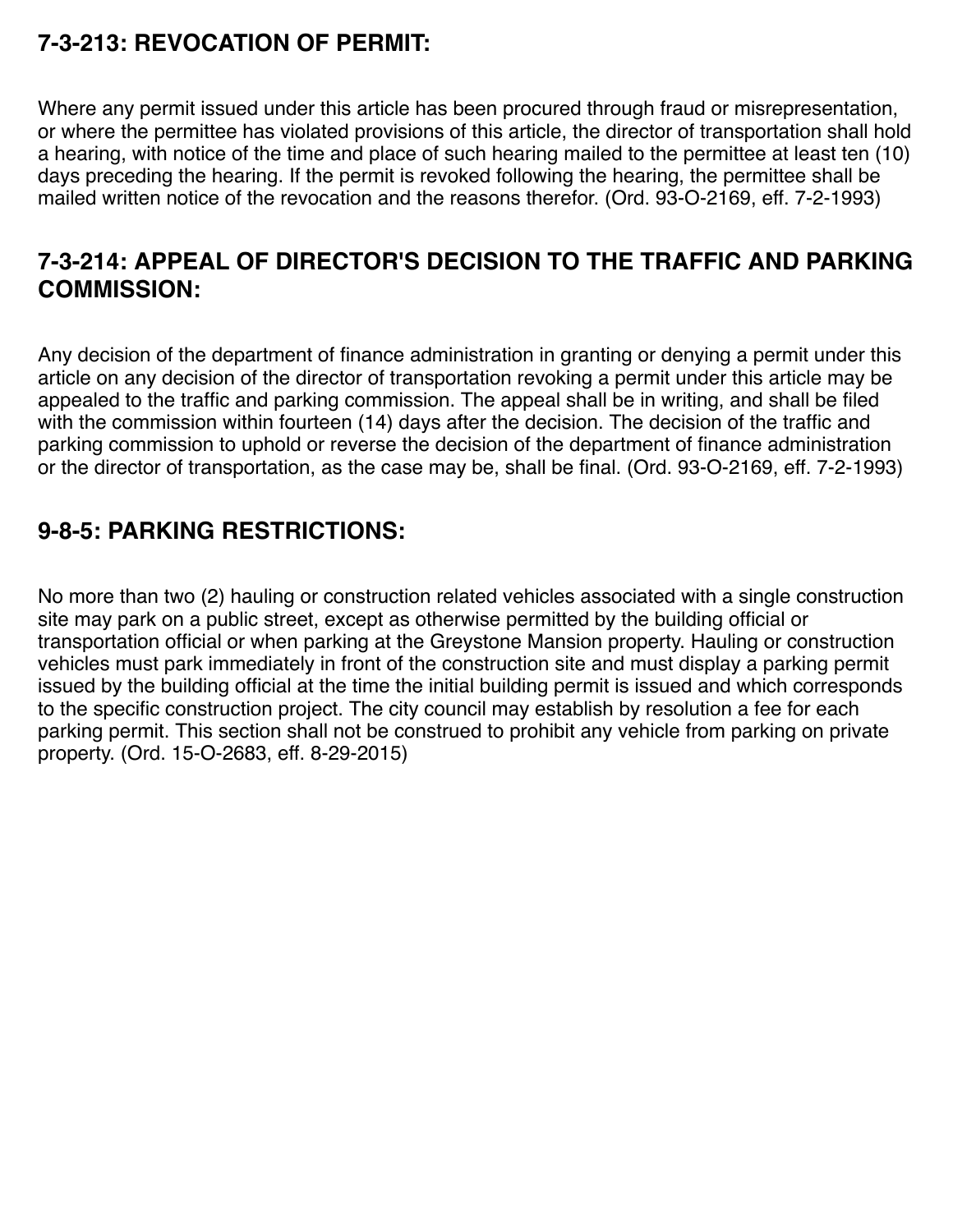## 7-3-213: REVOCATION OF PERMIT:

Where any permit issued under this article has been procured through fraud or misrepresentation, or where the permittee has violated provisions of this article, the director of transportation shall hold a hearing, with notice of the time and place of such hearing mailed to the permittee at least ten (10) days preceding the hearing. If the permit is revoked following the hearing, the permittee shall be mailed written notice of the revocation and the reasons therefor. (Ord. 93-O-2169, eff. 7-2-1993)

## 7-3-214: APPEAL OF DIRECTOR'S DECISION TO THE TRAFFIC AND PARKING COMMISSION:

Any decision of the department of finance administration in granting or denying a permit under this article on any decision of the director of transportation revoking a permit under this article may be appealed to the traffic and parking commission. The appeal shall be in writing, and shall be filed with the commission within fourteen (14) days after the decision. The decision of the traffic and parking commission to uphold or reverse the decision of the department of finance administration or the director of transportation, as the case may be, shall be final. (Ord. 93-O-2169, eff. 7-2-1993)

## 9-8-5: PARKING RESTRICTIONS:

No more than two (2) hauling or construction related vehicles associated with a single construction site may park on a public street, except as otherwise permitted by the building official or transportation official or when parking at the Greystone Mansion property. Hauling or construction vehicles must park immediately in front of the construction site and must display a parking permit issued by the building official at the time the initial building permit is issued and which corresponds to the specific construction project. The city council may establish by resolution a fee for each parking permit. This section shall not be construed to prohibit any vehicle from parking on private property. (Ord. 15-O-2683, eff. 8-29-2015)